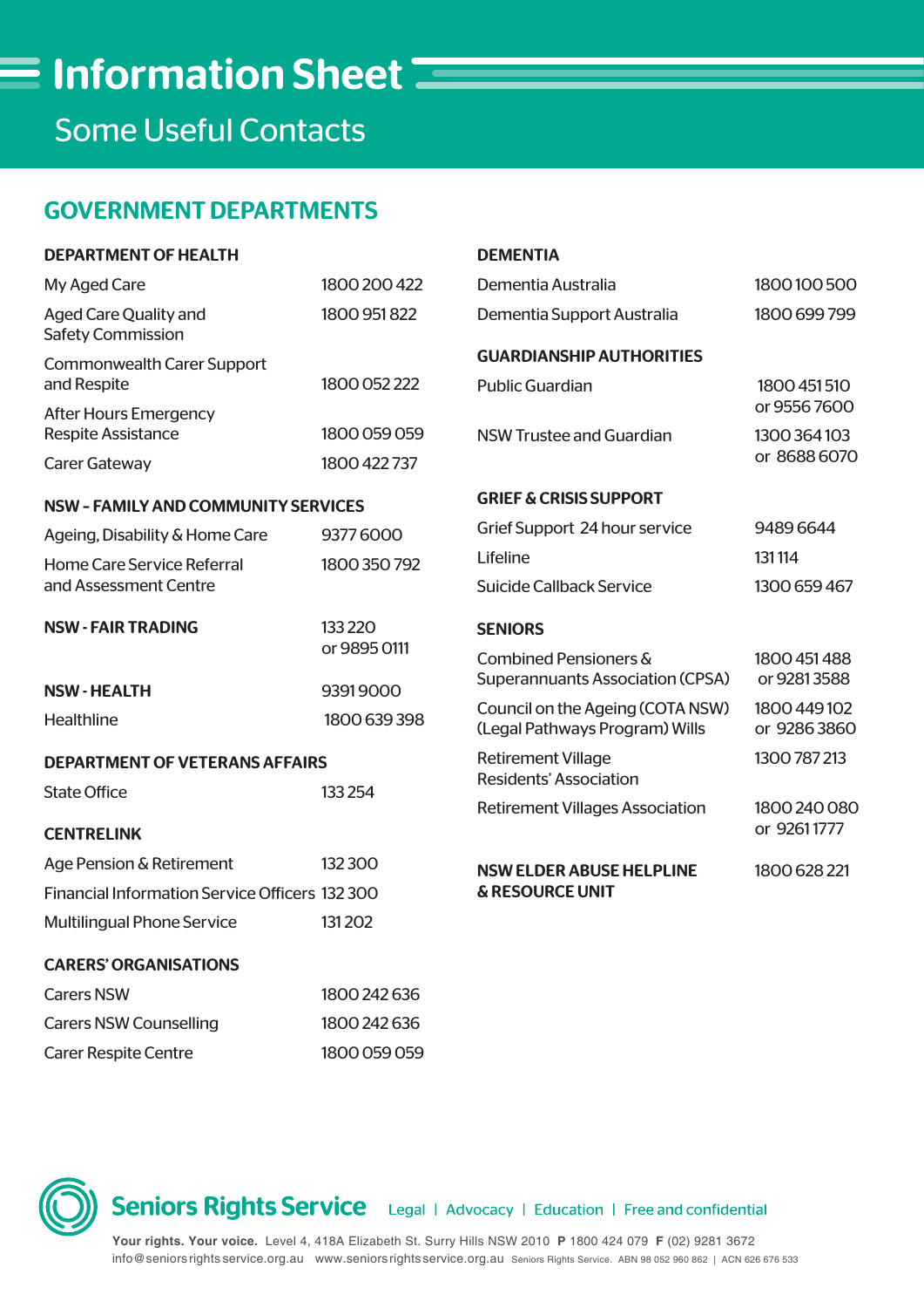# Information Sheet

## Some Useful Contacts

## GOVERNMENT DEPARTMENTS

### DEPARTMENT OF HEALTH

| | |
|---|---|
| My Aged Care | 1800 200 422 |
| Aged Care Quality and Safety Commission | 1800 951 822 |
| Commonwealth Carer Support and Respite | 1800 052 222 |
| After Hours Emergency Respite Assistance | 1800 059 059 |
| Carer Gateway | 1800 422 737 |

### NSW – FAMILY AND COMMUNITY SERVICES

| | |
|---|---|
| Ageing, Disability & Home Care | 9377 6000 |
| Home Care Service Referral and Assessment Centre | 1800 350 792 |

### NSW - FAIR TRADING

133 220 or 9895 0111

### NSW - HEALTH

9391 9000

| | |
|---|---|
| Healthline | 1800 639 398 |

### DEPARTMENT OF VETERANS AFFAIRS

| | |
|---|---|
| State Office | 133 254 |

### CENTRELINK

| | |
|---|---|
| Age Pension & Retirement | 132 300 |
| Financial Information Service Officers | 132 300 |
| Multilingual Phone Service | 131 202 |

### CARERS' ORGANISATIONS

| | |
|---|---|
| Carers NSW | 1800 242 636 |
| Carers NSW Counselling | 1800 242 636 |
| Carer Respite Centre | 1800 059 059 |

### DEMENTIA

| | |
|---|---|
| Dementia Australia | 1800 100 500 |
| Dementia Support Australia | 1800 699 799 |

### GUARDIANSHIP AUTHORITIES

| | |
|---|---|
| Public Guardian | 1800 451 510 or 9556 7600 |
| NSW Trustee and Guardian | 1300 364 103 or 8688 6070 |

### GRIEF & CRISIS SUPPORT

| | |
|---|---|
| Grief Support 24 hour service | 9489 6644 |
| Lifeline | 131 114 |
| Suicide Callback Service | 1300 659 467 |

### SENIORS

| | |
|---|---|
| Combined Pensioners & Superannuants Association (CPSA) | 1800 451 488 or 9281 3588 |
| Council on the Ageing (COTA NSW) (Legal Pathways Program) Wills | 1800 449 102 or 9286 3860 |
| Retirement Village Residents' Association | 1300 787 213 |
| Retirement Villages Association | 1800 240 080 or 9261 1777 |

### NSW ELDER ABUSE HELPLINE & RESOURCE UNIT

1800 628 221

**Seniors Rights Service** Legal | Advocacy | Education | Free and confidential

**Your rights. Your voice.** Level 4, 418A Elizabeth St. Surry Hills NSW 2010 **P** 1800 424 079 **F** (02) 9281 3672
info@seniorsrightsservice.org.au www.seniorsrightsservice.org.au Seniors Rights Service. ABN 98 052 960 862 | ACN 626 676 533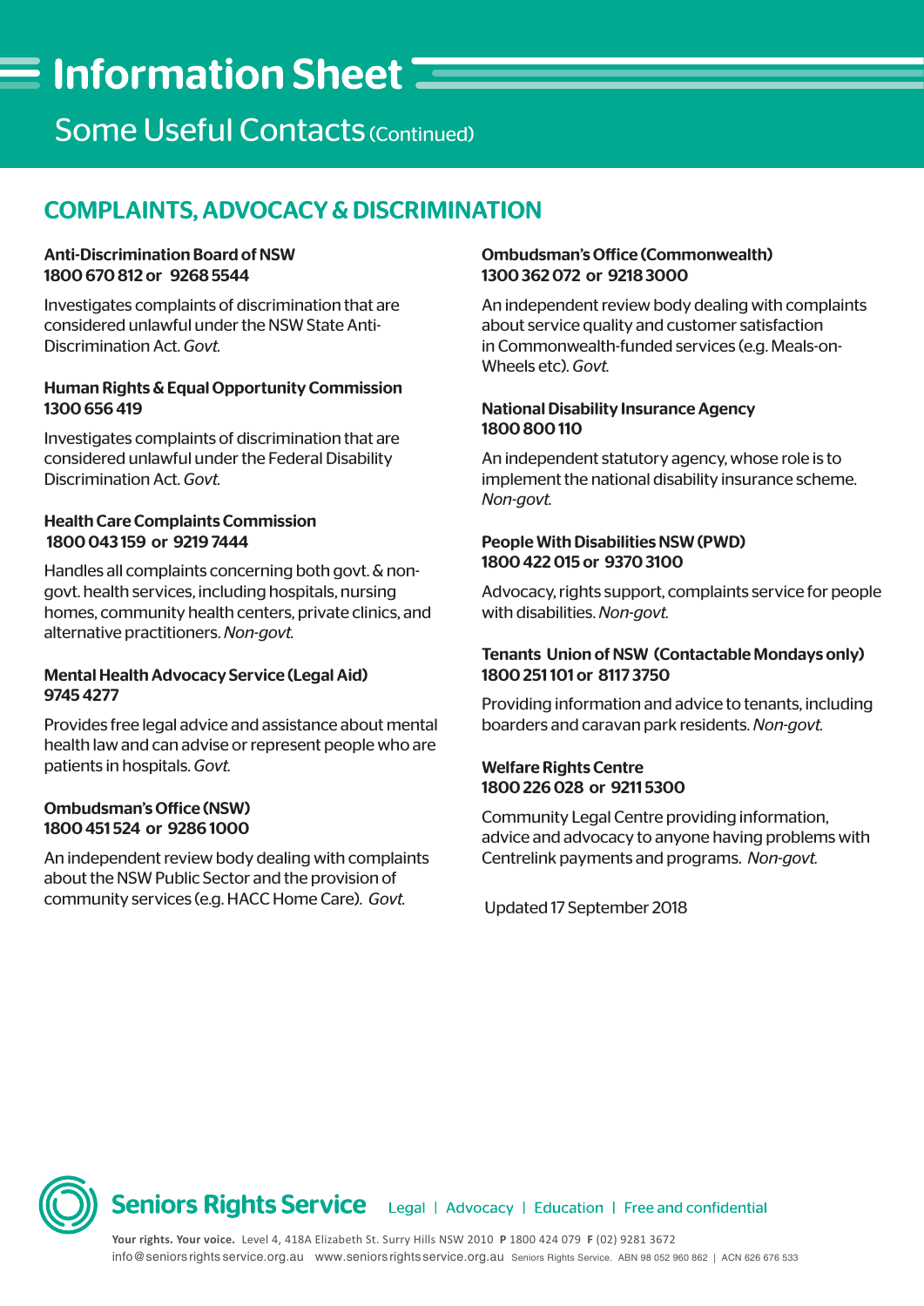# Information Sheet

## Some Useful Contacts (Continued)

## COMPLAINTS, ADVOCACY & DISCRIMINATION

**Anti-Discrimination Board of NSW**
**1800 670 812 or 9268 5544**

Investigates complaints of discrimination that are considered unlawful under the NSW State Anti-Discrimination Act. *Govt.*

**Human Rights & Equal Opportunity Commission**
**1300 656 419**

Investigates complaints of discrimination that are considered unlawful under the Federal Disability Discrimination Act. *Govt.*

**Health Care Complaints Commission**
**1800 043 159 or 9219 7444**

Handles all complaints concerning both govt. & non-govt. health services, including hospitals, nursing homes, community health centers, private clinics, and alternative practitioners. *Non-govt.*

**Mental Health Advocacy Service (Legal Aid)**
**9745 4277**

Provides free legal advice and assistance about mental health law and can advise or represent people who are patients in hospitals. *Govt.*

**Ombudsman's Office (NSW)**
**1800 451 524 or 9286 1000**

An independent review body dealing with complaints about the NSW Public Sector and the provision of community services (e.g. HACC Home Care). *Govt.*

**Ombudsman's Office (Commonwealth)**
**1300 362 072 or 9218 3000**

An independent review body dealing with complaints about service quality and customer satisfaction in Commonwealth-funded services (e.g. Meals-on-Wheels etc). *Govt.*

**National Disability Insurance Agency**
**1800 800 110**

An independent statutory agency, whose role is to implement the national disability insurance scheme. *Non-govt.*

**People With Disabilities NSW (PWD)**
**1800 422 015 or 9370 3100**

Advocacy, rights support, complaints service for people with disabilities. *Non-govt.*

**Tenants Union of NSW (Contactable Mondays only)**
**1800 251 101 or 8117 3750**

Providing information and advice to tenants, including boarders and caravan park residents. *Non-govt.*

**Welfare Rights Centre**
**1800 226 028 or 9211 5300**

Community Legal Centre providing information, advice and advocacy to anyone having problems with Centrelink payments and programs. *Non-govt.*

Updated 17 September 2018

**Seniors Rights Service** Legal | Advocacy | Education | Free and confidential

**Your rights. Your voice.** Level 4, 418A Elizabeth St. Surry Hills NSW 2010 **P** 1800 424 079 **F** (02) 9281 3672
info@seniorsrightsservice.org.au www.seniorsrightsservice.org.au Seniors Rights Service. ABN 98 052 960 862 | ACN 626 676 533